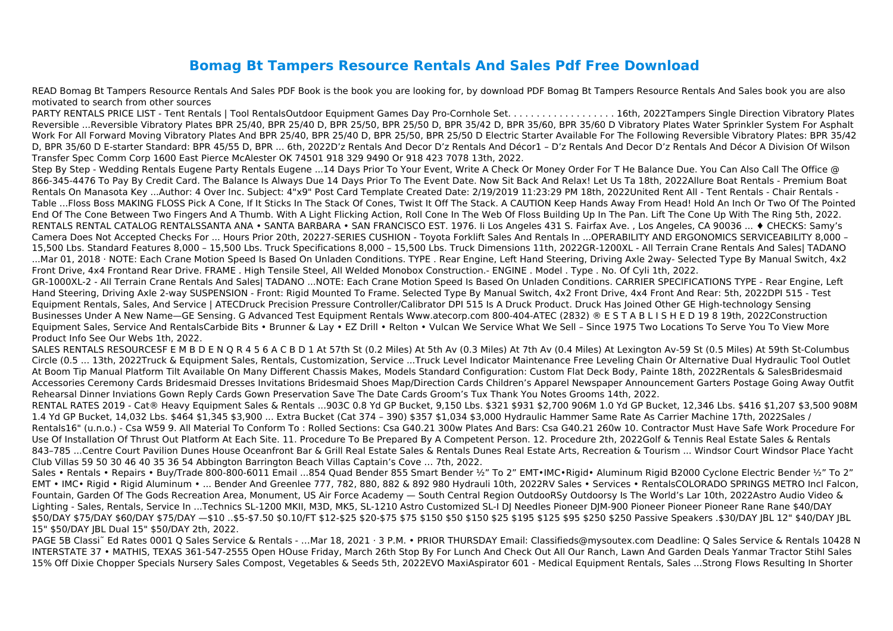# Bomag Bt Tampers Resource Rentals And Sales Pdf Free Download

READ Bomag Bt Tampers Resource Rentals And Sales PDF Book is the book you are looking for, by download PDF Bomag Bt Tampers Resource Rentals And Sales book you are also motivated to search from other sources

PARTY RENTALS PRICE LIST - Tent Rentals | Tool RentalsOutdoor Equipment Games Day Pro-Cornhole Set. . . . . . . . . . . . . . . . . . . 16th, 2022Tampers Single Direction Vibratory Plates Reversible ...Reversible Vibratory Plates BPR 25/40, BPR 25/40 D, BPR 25/50, BPR 25/50 D, BPR 35/42 D, BPR 35/60, BPR 35/60 D Vibratory Plates Water Sprinkler System For Asphalt Work For All Forward Moving Vibratory Plates And BPR 25/40, BPR 25/40 D, BPR 25/50, BPR 25/50 D Electric Starter Available For The Following Reversible Vibratory Plates: BPR 35/42 D, BPR 35/60 D E-starter Standard: BPR 45/55 D, BPR ... 6th, 2022D'z Rentals And Decor D'z Rentals And Décor1 – D'z Rentals And Decor D'z Rentals And Décor A Division Of Wilson Transfer Spec Comm Corp 1600 East Pierce McAlester OK 74501 918 329 9490 Or 918 423 7078 13th, 2022.

Step By Step - Wedding Rentals Eugene Party Rentals Eugene ...14 Days Prior To Your Event, Write A Check Or Money Order For T He Balance Due. You Can Also Call The Office @ 866-345-4476 To Pay By Credit Card. The Balance Is Always Due 14 Days Prior To The Event Date. Now Sit Back And Relax! Let Us Ta 18th, 2022Allure Boat Rentals - Premium Boat Rentals On Manasota Key ...Author: 4 Over Inc. Subject: 4"x9" Post Card Template Created Date: 2/19/2019 11:23:29 PM 18th, 2022United Rent All - Tent Rentals - Chair Rentals - Table ...Floss Boss MAKING FLOSS Pick A Cone, If It Sticks In The Stack Of Cones, Twist It Off The Stack. A CAUTION Keep Hands Away From Head! Hold An Inch Or Two Of The Pointed End Of The Cone Between Two Fingers And A Thumb. With A Light Flicking Action, Roll Cone In The Web Of Floss Building Up In The Pan. Lift The Cone Up With The Ring 5th, 2022. RENTALS RENTAL CATALOG RENTALSSANTA ANA • SANTA BARBARA • SAN FRANCISCO EST. 1976. Ii Los Angeles 431 S. Fairfax Ave. , Los Angeles, CA 90036 ... ♦ CHECKS: Samy's Camera Does Not Accepted Checks For ... Hours Prior 20th, 20227-SERIES CUSHION - Toyota Forklift Sales And Rentals In ...OPERABILITY AND ERGONOMICS SERVICEABILITY 8,000 – 15,500 Lbs. Standard Features 8,000 – 15,500 Lbs. Truck Specifications 8,000 – 15,500 Lbs. Truck Dimensions 11th, 2022GR-1200XL - All Terrain Crane Rentals And Sales| TADANO ...Mar 01, 2018 · NOTE: Each Crane Motion Speed Is Based On Unladen Conditions. TYPE . Rear Engine, Left Hand Steering, Driving Axle 2way- Selected Type By Manual Switch, 4x2 Front Drive, 4x4 Frontand Rear Drive. FRAME . High Tensile Steel, All Welded Monobox Construction.- ENGINE . Model . Type . No. Of Cyli 1th, 2022.

GR-1000XL-2 - All Terrain Crane Rentals And Sales| TADANO ...NOTE: Each Crane Motion Speed Is Based On Unladen Conditions. CARRIER SPECIFICATIONS TYPE - Rear Engine, Left Hand Steering, Driving Axle 2-way SUSPENSION - Front: Rigid Mounted To Frame. Selected Type By Manual Switch, 4x2 Front Drive, 4x4 Front And Rear: 5th, 2022DPI 515 - Test Equipment Rentals, Sales, And Service | ATECDruck Precision Pressure Controller/Calibrator DPI 515 Is A Druck Product. Druck Has Joined Other GE High-technology Sensing Businesses Under A New Name—GE Sensing. G Advanced Test Equipment Rentals Www.atecorp.com 800-404-ATEC (2832) ® E S T A B L I S H E D 19 8 19th, 2022Construction Equipment Sales, Service And RentalsCarbide Bits • Brunner & Lay • EZ Drill • Relton • Vulcan We Service What We Sell – Since 1975 Two Locations To Serve You To View More Product Info See Our Webs 1th, 2022.

SALES RENTALS RESOURCESF E M B D E N Q R 4 5 6 A C B D 1 At 57th St (0.2 Miles) At 5th Av (0.3 Miles) At 7th Av (0.4 Miles) At Lexington Av-59 St (0.5 Miles) At 59th St-Columbus Circle (0.5 ... 13th, 2022Truck & Equipment Sales, Rentals, Customization, Service ...Truck Level Indicator Maintenance Free Leveling Chain Or Alternative Dual Hydraulic Tool Outlet At Boom Tip Manual Platform Tilt Available On Many Different Chassis Makes, Models Standard Configuration: Custom Flat Deck Body, Painte 18th, 2022Rentals & SalesBridesmaid Accessories Ceremony Cards Bridesmaid Dresses Invitations Bridesmaid Shoes Map/Direction Cards Children's Apparel Newspaper Announcement Garters Postage Going Away Outfit Rehearsal Dinner Inviations Gown Reply Cards Gown Preservation Save The Date Cards Groom's Tux Thank You Notes Grooms 14th, 2022.

RENTAL RATES 2019 - Cat® Heavy Equipment Sales & Rentals ...903C 0.8 Yd GP Bucket, 9,150 Lbs. $321 $931 $2,700 906M 1.0 Yd GP Bucket, 12,346 Lbs. $416 $1,207 $3,500 908M 1.4 Yd GP Bucket, 14,032 Lbs. $464 $1,345 $3,900 ... Extra Bucket (Cat 374 – 390) $357 $1,034 $3,000 Hydraulic Hammer Same Rate As Carrier Machine 17th, 2022Sales / Rentals16" (u.n.o.) - Csa W59 9. All Material To Conform To : Rolled Sections: Csa G40.21 300w Plates And Bars: Csa G40.21 260w 10. Contractor Must Have Safe Work Procedure For Use Of Installation Of Thrust Out Platform At Each Site. 11. Procedure To Be Prepared By A Competent Person. 12. Procedure 2th, 2022Golf & Tennis Real Estate Sales & Rentals 843–785 ...Centre Court Pavilion Dunes House Oceanfront Bar & Grill Real Estate Sales & Rentals Dunes Real Estate Arts, Recreation & Tourism ... Windsor Court Windsor Place Yacht Club Villas 59 50 30 46 40 35 36 54 Abbington Barrington Beach Villas Captain's Cove ... 7th, 2022.

Sales • Rentals • Repairs • Buy/Trade 800-800-6011 Email ...854 Quad Bender 855 Smart Bender ½" To 2" EMT•IMC•Rigid• Aluminum Rigid B2000 Cyclone Electric Bender ½" To 2" EMT • IMC• Rigid • Rigid Aluminum • ... Bender And Greenlee 777, 782, 880, 882 & 892 980 Hydrauli 10th, 2022RV Sales • Services • RentalsCOLORADO SPRINGS METRO Incl Falcon, Fountain, Garden Of The Gods Recreation Area, Monument, US Air Force Academy — South Central Region OutdooRSy Outdoorsy Is The World's Lar 10th, 2022Astro Audio Video & Lighting - Sales, Rentals, Service In ...Technics SL-1200 MKII, M3D, MK5, SL-1210 Astro Customized SL-l DJ Needles Pioneer DJM-900 Pioneer Pioneer Pioneer Rane Rane $40/DAY $50/DAY $75/DAY $60/DAY $75/DAY —$10 ..$5-$7.50 $0.10/FT $12-$25 $20-$75 $75 $150 $50 $150 $25 $195 $125 $95 $250 $250 Passive Speakers .$30/DAY JBL 12" $40/DAY JBL 15" $50/DAY JBL Dual 15" $50/DAY 2th, 2022.

PAGE 5B Classi˜ Ed Rates 0001 Q Sales Service & Rentals - ...Mar 18, 2021 · 3 P.M. • PRIOR THURSDAY Email: Classifieds@mysoutex.com Deadline: Q Sales Service & Rentals 10428 N INTERSTATE 37 • MATHIS, TEXAS 361-547-2555 Open HOuse Friday, March 26th Stop By For Lunch And Check Out All Our Ranch, Lawn And Garden Deals Yanmar Tractor Stihl Sales 15% Off Dixie Chopper Specials Nursery Sales Compost, Vegetables & Seeds 5th, 2022EVO MaxiAspirator 601 - Medical Equipment Rentals, Sales ...Strong Flows Resulting In Shorter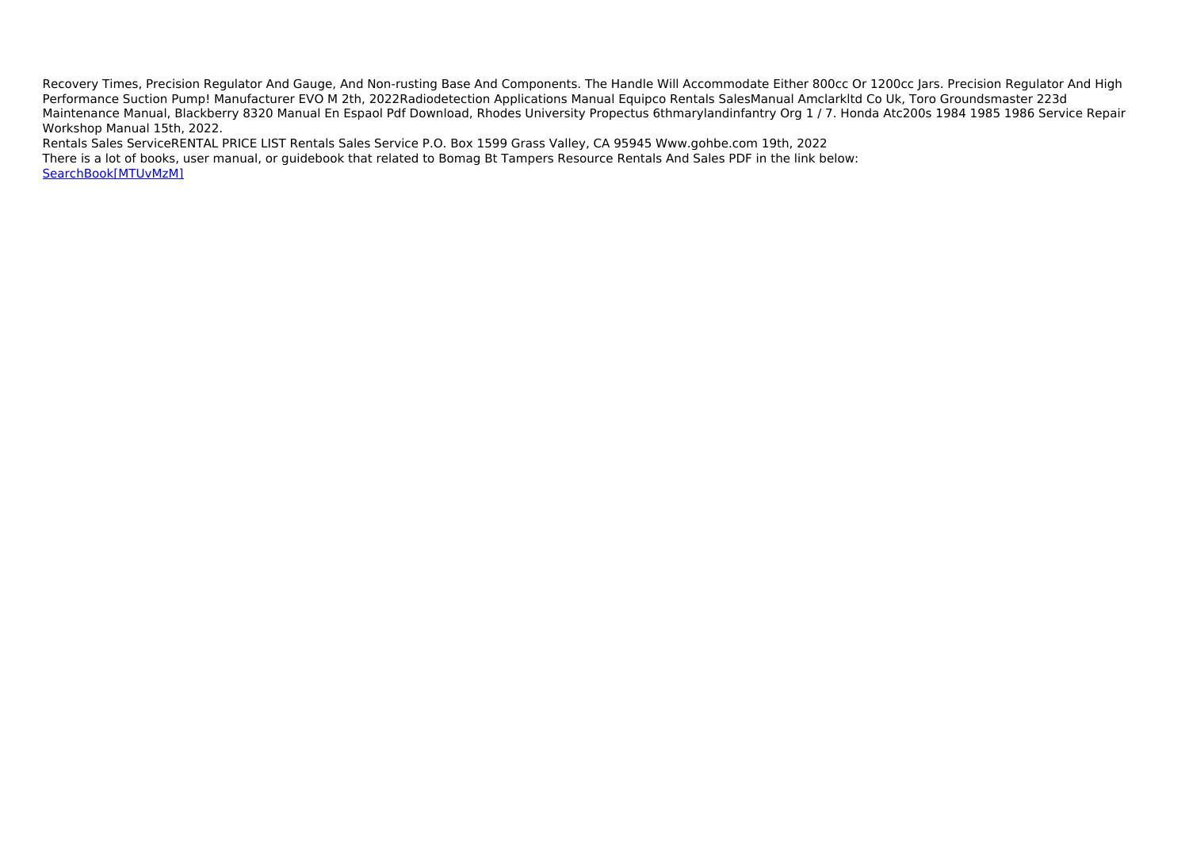Recovery Times, Precision Regulator And Gauge, And Non-rusting Base And Components. The Handle Will Accommodate Either 800cc Or 1200cc Jars. Precision Regulator And High Performance Suction Pump! Manufacturer EVO M 2th, 2022Radiodetection Applications Manual Equipco Rentals SalesManual Amclarkltd Co Uk, Toro Groundsmaster 223d Maintenance Manual, Blackberry 8320 Manual En Espaol Pdf Download, Rhodes University Propectus 6thmarylandinfantry Org 1 / 7. Honda Atc200s 1984 1985 1986 Service Repair Workshop Manual 15th, 2022.

Rentals Sales ServiceRENTAL PRICE LIST Rentals Sales Service P.O. Box 1599 Grass Valley, CA 95945 Www.gohbe.com 19th, 2022

There is a lot of books, user manual, or guidebook that related to Bomag Bt Tampers Resource Rentals And Sales PDF in the link below:

[SearchBook[MTUvMzM]]